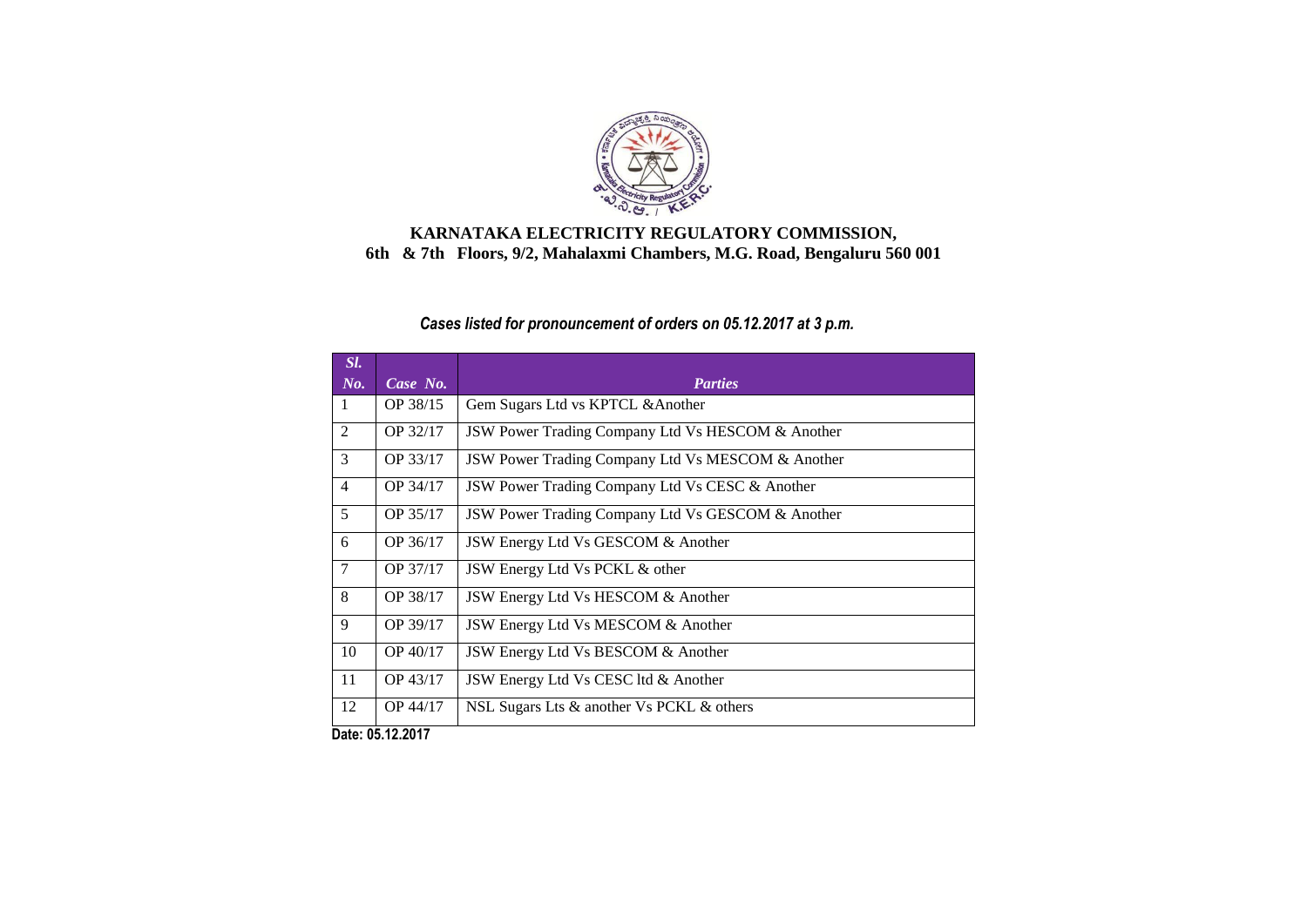# KARNATAKA ELECTRICITY REGULATORY COMMISSION,

## 6th & 7th Floors, 9/2, Mahalaxmi Chambers, M.G. Road, Bengaluru 560 001

***Cases listed for pronouncement of orders on 05.12.2017 at 3 p.m.***

| *Sl. No.* | *Case No.* | *Parties* |
|---|---|---|
| 1 | OP 38/15 | Gem Sugars Ltd vs KPTCL &Another |
| 2 | OP 32/17 | JSW Power Trading Company Ltd Vs HESCOM & Another |
| 3 | OP 33/17 | JSW Power Trading Company Ltd Vs MESCOM & Another |
| 4 | OP 34/17 | JSW Power Trading Company Ltd Vs CESC & Another |
| 5 | OP 35/17 | JSW Power Trading Company Ltd Vs GESCOM & Another |
| 6 | OP 36/17 | JSW Energy Ltd Vs GESCOM & Another |
| 7 | OP 37/17 | JSW Energy Ltd Vs PCKL & other |
| 8 | OP 38/17 | JSW Energy Ltd Vs HESCOM & Another |
| 9 | OP 39/17 | JSW Energy Ltd Vs MESCOM & Another |
| 10 | OP 40/17 | JSW Energy Ltd Vs BESCOM & Another |
| 11 | OP 43/17 | JSW Energy Ltd Vs CESC ltd & Another |
| 12 | OP 44/17 | NSL Sugars Lts & another Vs PCKL & others |

**Date: 05.12.2017**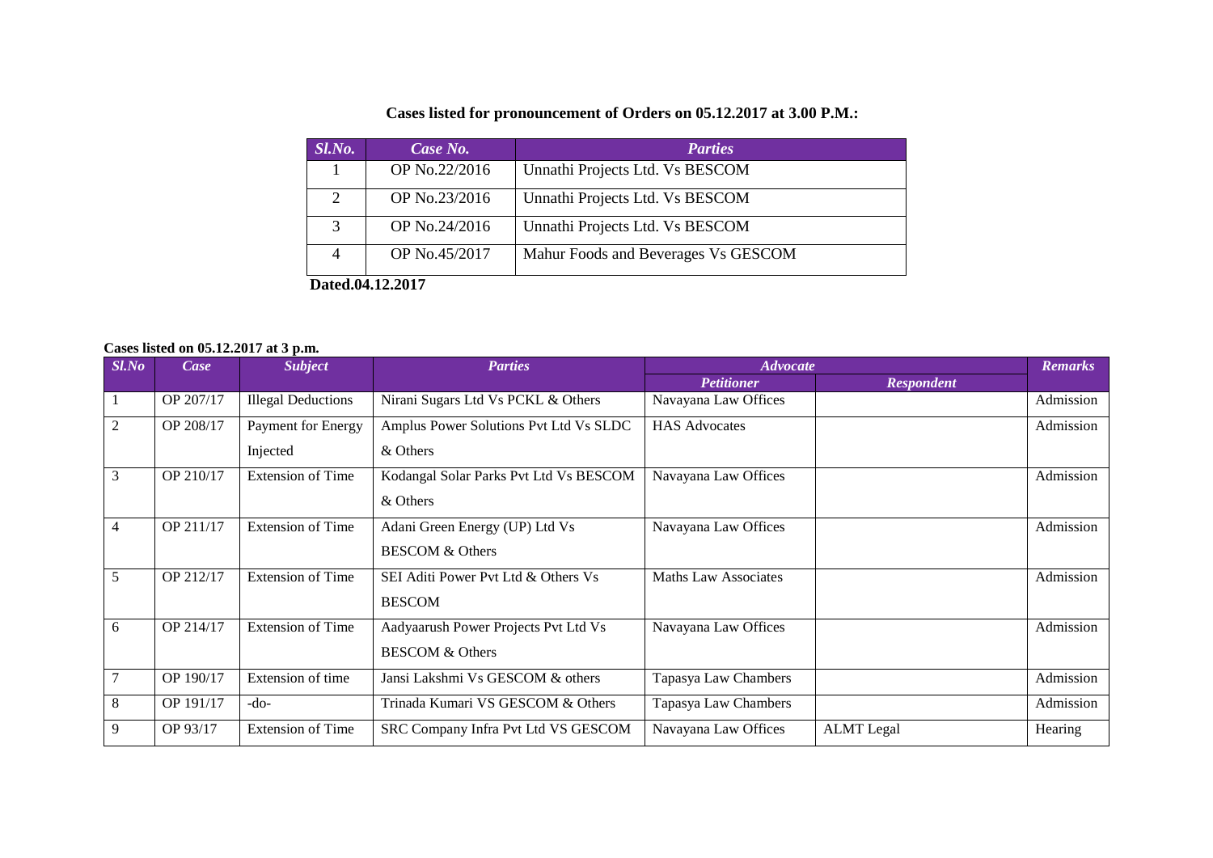**Cases listed for pronouncement of Orders on 05.12.2017 at 3.00 P.M.:**

| Sl.No. | Case No. | Parties |
|---|---|---|
| 1 | OP No.22/2016 | Unnathi Projects Ltd. Vs BESCOM |
| 2 | OP No.23/2016 | Unnathi Projects Ltd. Vs BESCOM |
| 3 | OP No.24/2016 | Unnathi Projects Ltd. Vs BESCOM |
| 4 | OP No.45/2017 | Mahur Foods and Beverages Vs GESCOM |

**Dated.04.12.2017**

**Cases listed on 05.12.2017 at 3 p.m.**

| Sl.No | Case | Subject | Parties | Advocate | | Remarks |
|---|---|---|---|---|---|---|
| | | | | Petitioner | Respondent | |
| 1 | OP 207/17 | Illegal Deductions | Nirani Sugars Ltd Vs PCKL & Others | Navayana Law Offices | | Admission |
| 2 | OP 208/17 | Payment for Energy Injected | Amplus Power Solutions Pvt Ltd Vs SLDC & Others | HAS Advocates | | Admission |
| 3 | OP 210/17 | Extension of Time | Kodangal Solar Parks Pvt Ltd Vs BESCOM & Others | Navayana Law Offices | | Admission |
| 4 | OP 211/17 | Extension of Time | Adani Green Energy (UP) Ltd Vs BESCOM & Others | Navayana Law Offices | | Admission |
| 5 | OP 212/17 | Extension of Time | SEI Aditi Power Pvt Ltd & Others Vs BESCOM | Maths Law Associates | | Admission |
| 6 | OP 214/17 | Extension of Time | Aadyaarush Power Projects Pvt Ltd Vs BESCOM & Others | Navayana Law Offices | | Admission |
| 7 | OP 190/17 | Extension of time | Jansi Lakshmi Vs GESCOM & others | Tapasya Law Chambers | | Admission |
| 8 | OP 191/17 | -do- | Trinada Kumari VS GESCOM & Others | Tapasya Law Chambers | | Admission |
| 9 | OP 93/17 | Extension of Time | SRC Company Infra Pvt Ltd VS GESCOM | Navayana Law Offices | ALMT Legal | Hearing |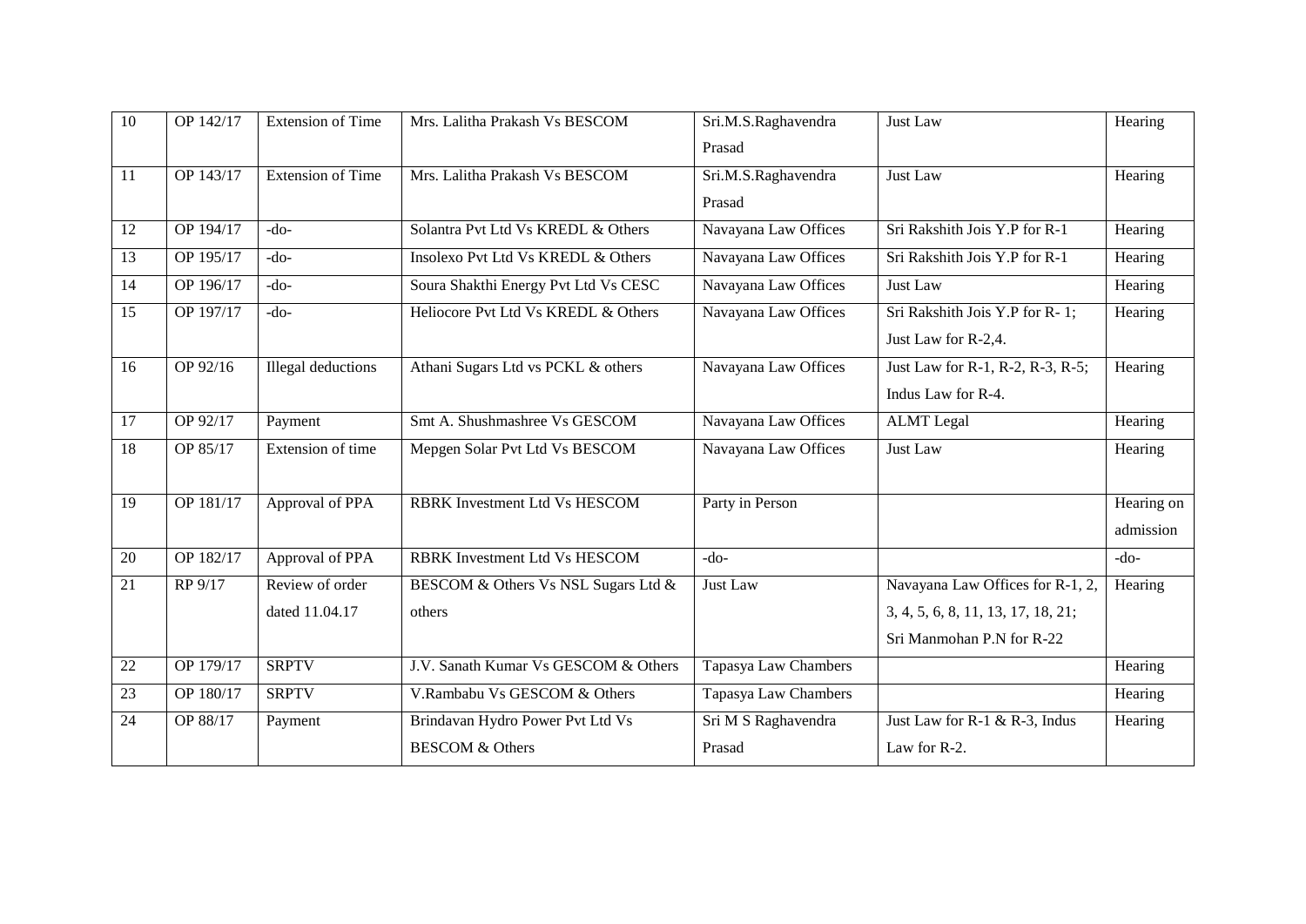| 10 | OP 142/17 | Extension of Time | Mrs. Lalitha Prakash Vs BESCOM | Sri.M.S.Raghavendra Prasad | Just Law | Hearing |
|---|---|---|---|---|---|---|
| 11 | OP 143/17 | Extension of Time | Mrs. Lalitha Prakash Vs BESCOM | Sri.M.S.Raghavendra Prasad | Just Law | Hearing |
| 12 | OP 194/17 | -do- | Solantra Pvt Ltd Vs KREDL & Others | Navayana Law Offices | Sri Rakshith Jois Y.P for R-1 | Hearing |
| 13 | OP 195/17 | -do- | Insolexo Pvt Ltd Vs KREDL & Others | Navayana Law Offices | Sri Rakshith Jois Y.P for R-1 | Hearing |
| 14 | OP 196/17 | -do- | Soura Shakthi Energy Pvt Ltd Vs CESC | Navayana Law Offices | Just Law | Hearing |
| 15 | OP 197/17 | -do- | Heliocore Pvt Ltd Vs KREDL & Others | Navayana Law Offices | Sri Rakshith Jois Y.P for R- 1; Just Law for R-2,4. | Hearing |
| 16 | OP 92/16 | Illegal deductions | Athani Sugars Ltd vs PCKL & others | Navayana Law Offices | Just Law for R-1, R-2, R-3, R-5; Indus Law for R-4. | Hearing |
| 17 | OP 92/17 | Payment | Smt A. Shushmashree Vs GESCOM | Navayana Law Offices | ALMT Legal | Hearing |
| 18 | OP 85/17 | Extension of time | Mepgen Solar Pvt Ltd Vs BESCOM | Navayana Law Offices | Just Law | Hearing |
| 19 | OP 181/17 | Approval of PPA | RBRK Investment Ltd Vs HESCOM | Party in Person | | Hearing on admission |
| 20 | OP 182/17 | Approval of PPA | RBRK Investment Ltd Vs HESCOM | -do- | | -do- |
| 21 | RP 9/17 | Review of order dated 11.04.17 | BESCOM & Others Vs NSL Sugars Ltd & others | Just Law | Navayana Law Offices for R-1, 2, 3, 4, 5, 6, 8, 11, 13, 17, 18, 21; Sri Manmohan P.N for R-22 | Hearing |
| 22 | OP 179/17 | SRPTV | J.V. Sanath Kumar Vs GESCOM & Others | Tapasya Law Chambers | | Hearing |
| 23 | OP 180/17 | SRPTV | V.Rambabu Vs GESCOM & Others | Tapasya Law Chambers | | Hearing |
| 24 | OP 88/17 | Payment | Brindavan Hydro Power Pvt Ltd Vs BESCOM & Others | Sri M S Raghavendra Prasad | Just Law for R-1 & R-3, Indus Law for R-2. | Hearing |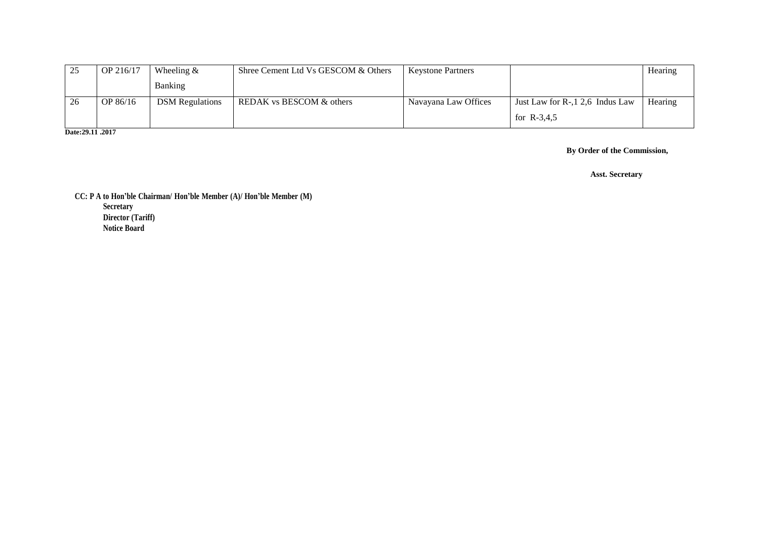| | | | | | | |
|---|---|---|---|---|---|---|
| 25 | OP 216/17 | Wheeling & Banking | Shree Cement Ltd Vs GESCOM & Others | Keystone Partners | | Hearing |
| 26 | OP 86/16 | DSM Regulations | REDAK vs BESCOM & others | Navayana Law Offices | Just Law for R-,1 2,6 Indus Law for R-3,4,5 | Hearing |

**Date:29.11 .2017**

**By Order of the Commission,**

**Asst. Secretary**

**CC: P A to Hon'ble Chairman/ Hon'ble Member (A)/ Hon'ble Member (M)**
**Secretary**
**Director (Tariff)**
**Notice Board**